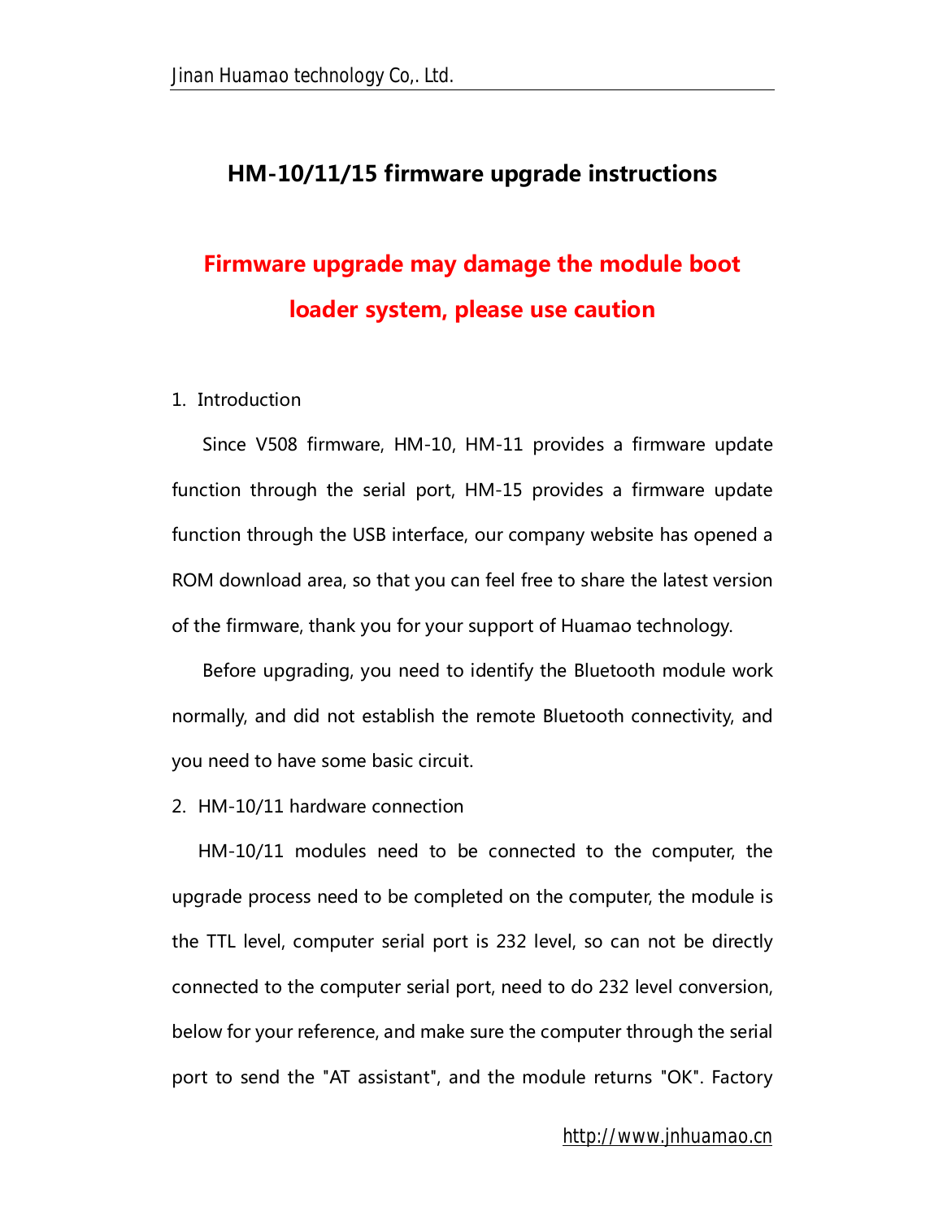# HM-10/11/15 firmware upgrade instructions

## Firmware upgrade may damage the module boot loader system, please use caution

1. Introduction

Since V508 firmware, HM-10, HM-11 provides a firmware update function through the serial port, HM-15 provides a firmware update function through the USB interface, our company website has opened a ROM download area, so that you can feel free to share the latest version of the firmware, thank you for your support of Huamao technology.

Before upgrading, you need to identify the Bluetooth module work normally, and did not establish the remote Bluetooth connectivity, and you need to have some basic circuit.

2. HM-10/11 hardware connection

HM-10/11 modules need to be connected to the computer, the upgrade process need to be completed on the computer, the module is the TTL level, computer serial port is 232 level, so can not be directly connected to the computer serial port, need to do 232 level conversion, below for your reference, and make sure the computer through the serial port to send the "AT assistant", and the module returns "OK". Factory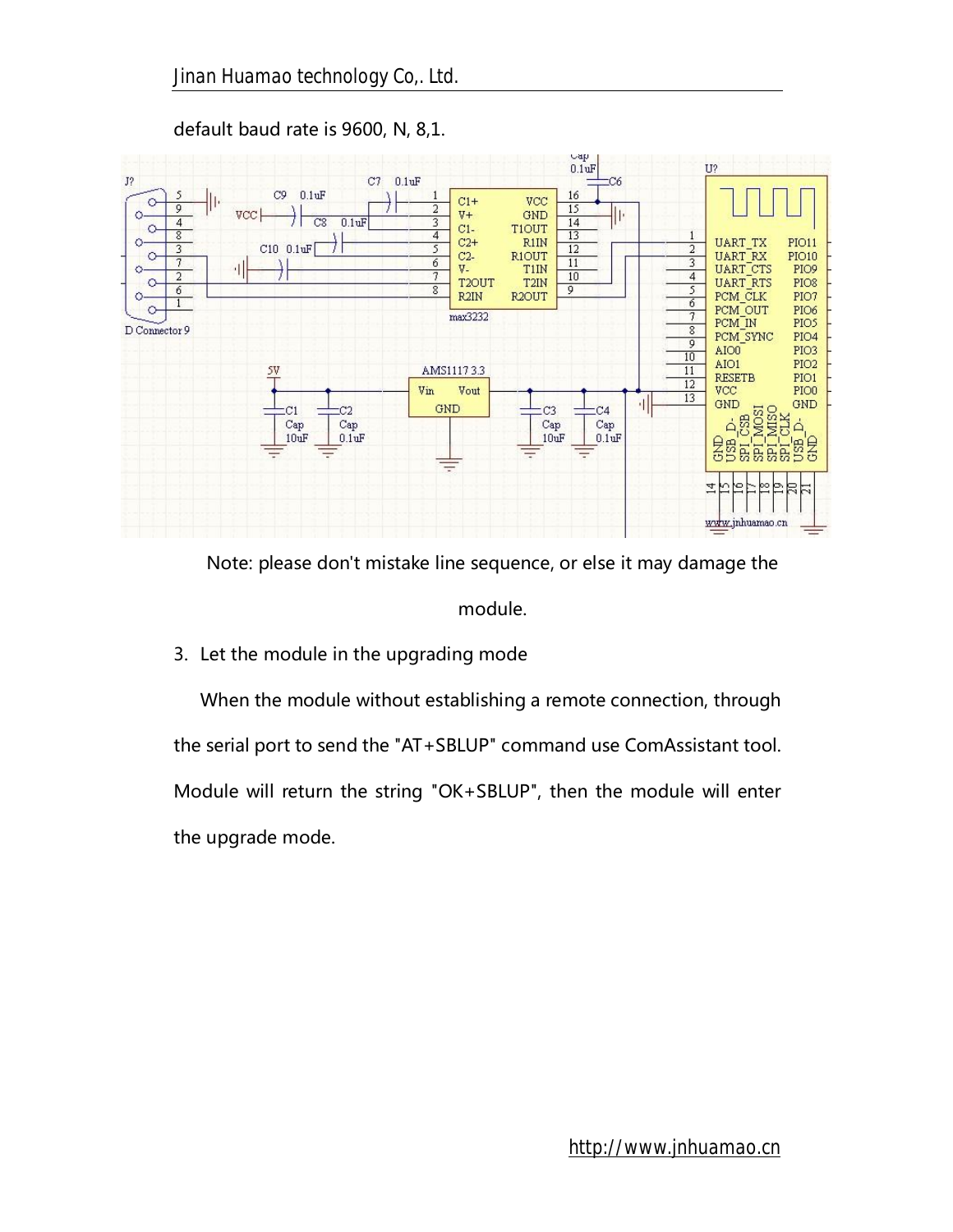default baud rate is 9600, N, 8,1.

Note: please don't mistake line sequence, or else it may damage the module.

3. Let the module in the upgrading mode

When the module without establishing a remote connection, through the serial port to send the "AT+SBLUP" command use ComAssistant tool. Module will return the string "OK+SBLUP", then the module will enter the upgrade mode.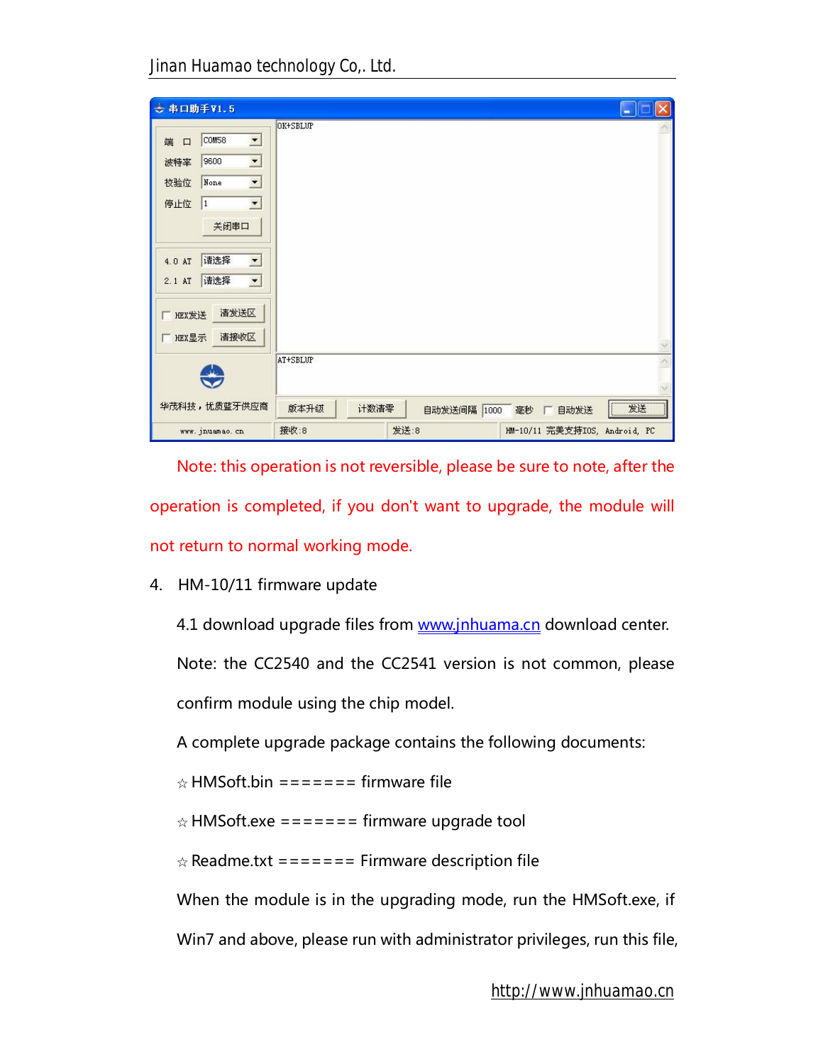Note: this operation is not reversible, please be sure to note, after the operation is completed, if you don't want to upgrade, the module will not return to normal working mode.

4. HM-10/11 firmware update

4.1 download upgrade files from www.jnhuama.cn download center.

Note: the CC2540 and the CC2541 version is not common, please confirm module using the chip model.

A complete upgrade package contains the following documents:

☆ HMSoft.bin ======= firmware file

☆ HMSoft.exe ======= firmware upgrade tool

☆ Readme.txt ======= Firmware description file

When the module is in the upgrading mode, run the HMSoft.exe, if Win7 and above, please run with administrator privileges, run this file,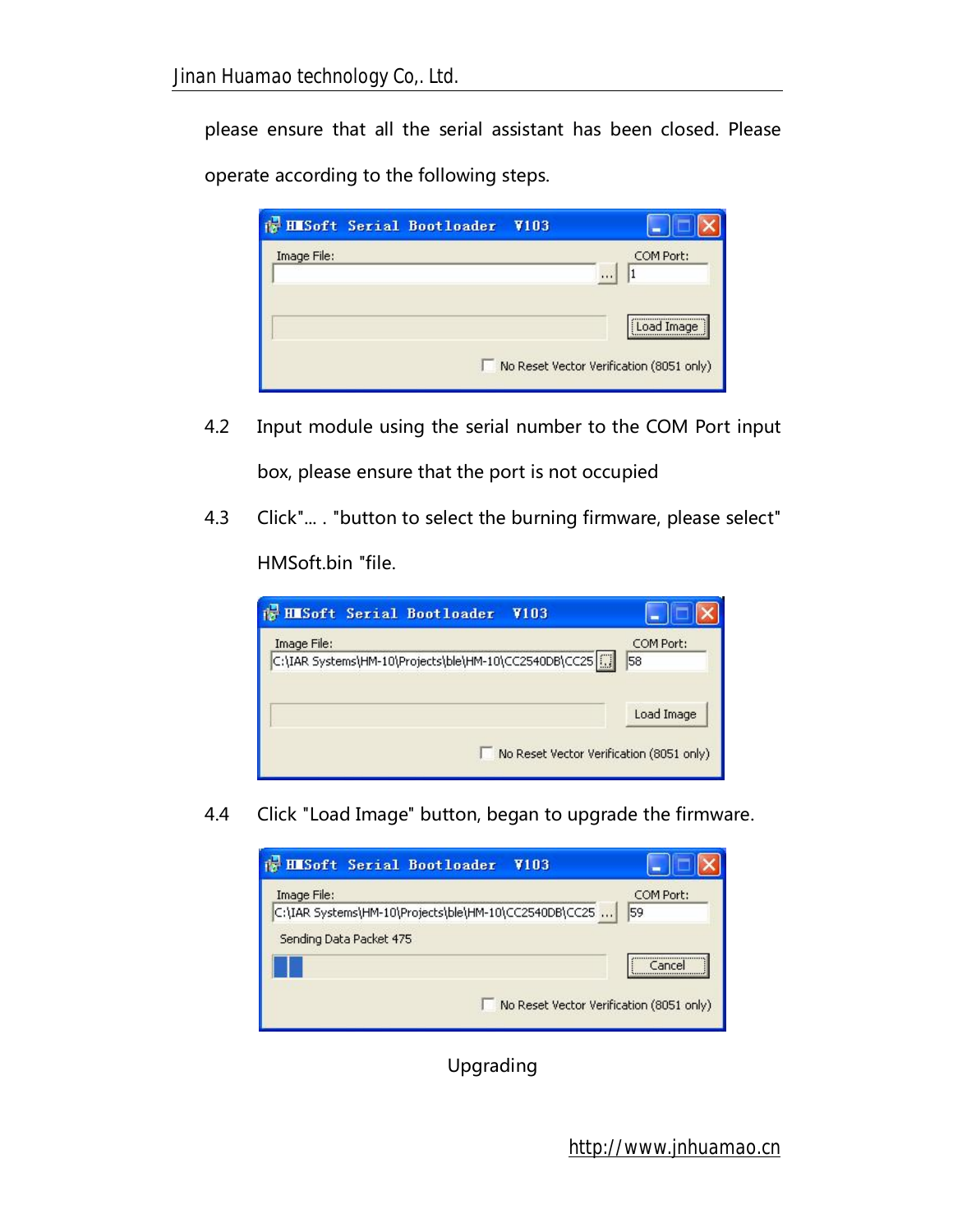please ensure that all the serial assistant has been closed. Please operate according to the following steps.

4.2 Input module using the serial number to the COM Port input box, please ensure that the port is not occupied

4.3 Click"... . "button to select the burning firmware, please select" HMSoft.bin "file.

4.4 Click "Load Image" button, began to upgrade the firmware.

Upgrading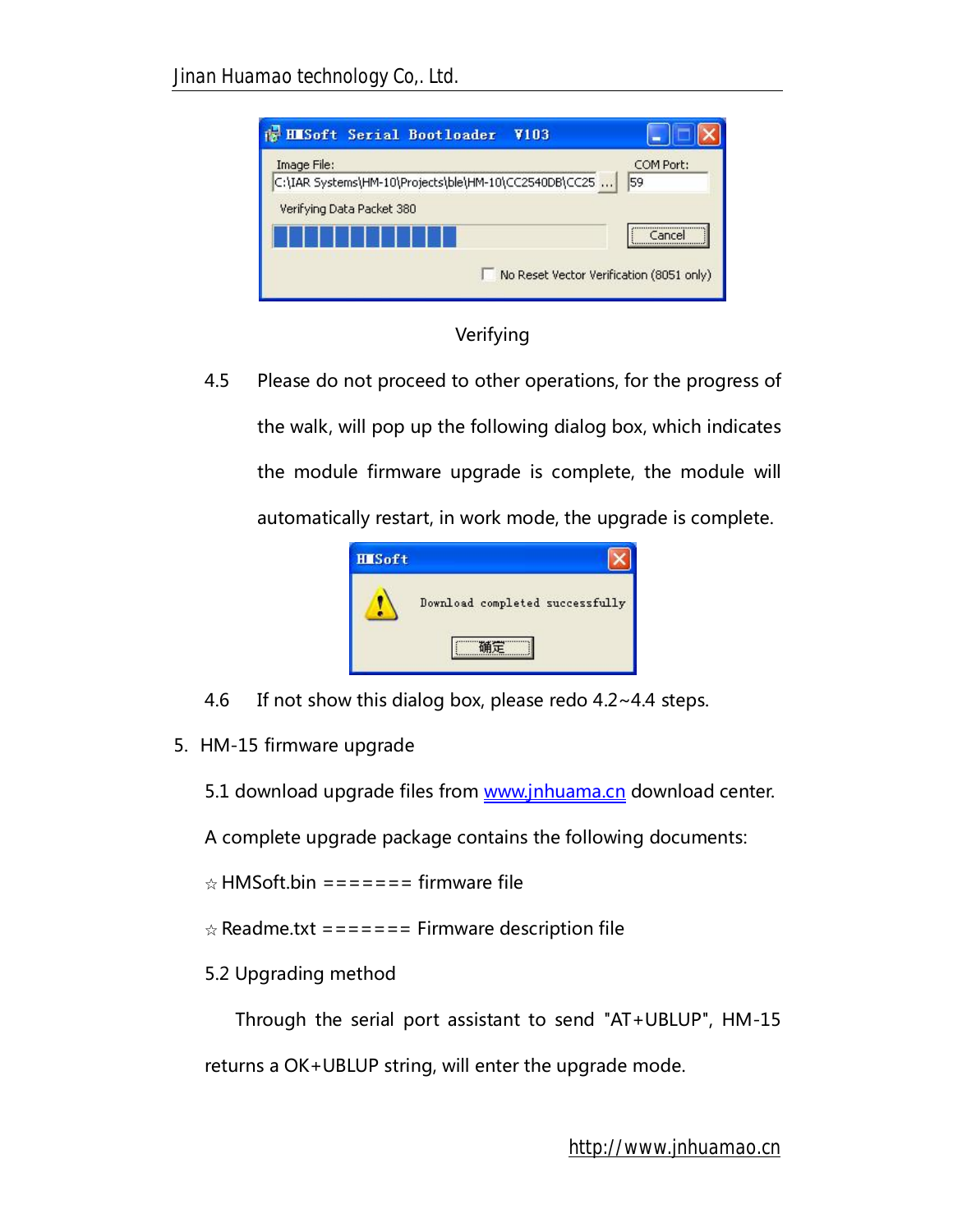Verifying

4.5 Please do not proceed to other operations, for the progress of the walk, will pop up the following dialog box, which indicates the module firmware upgrade is complete, the module will automatically restart, in work mode, the upgrade is complete.

4.6 If not show this dialog box, please redo 4.2~4.4 steps.

5. HM-15 firmware upgrade

5.1 download upgrade files from www.jnhuama.cn download center.

A complete upgrade package contains the following documents:

☆ HMSoft.bin ======= firmware file

☆ Readme.txt ======= Firmware description file

5.2 Upgrading method

Through the serial port assistant to send "AT+UBLUP", HM-15 returns a OK+UBLUP string, will enter the upgrade mode.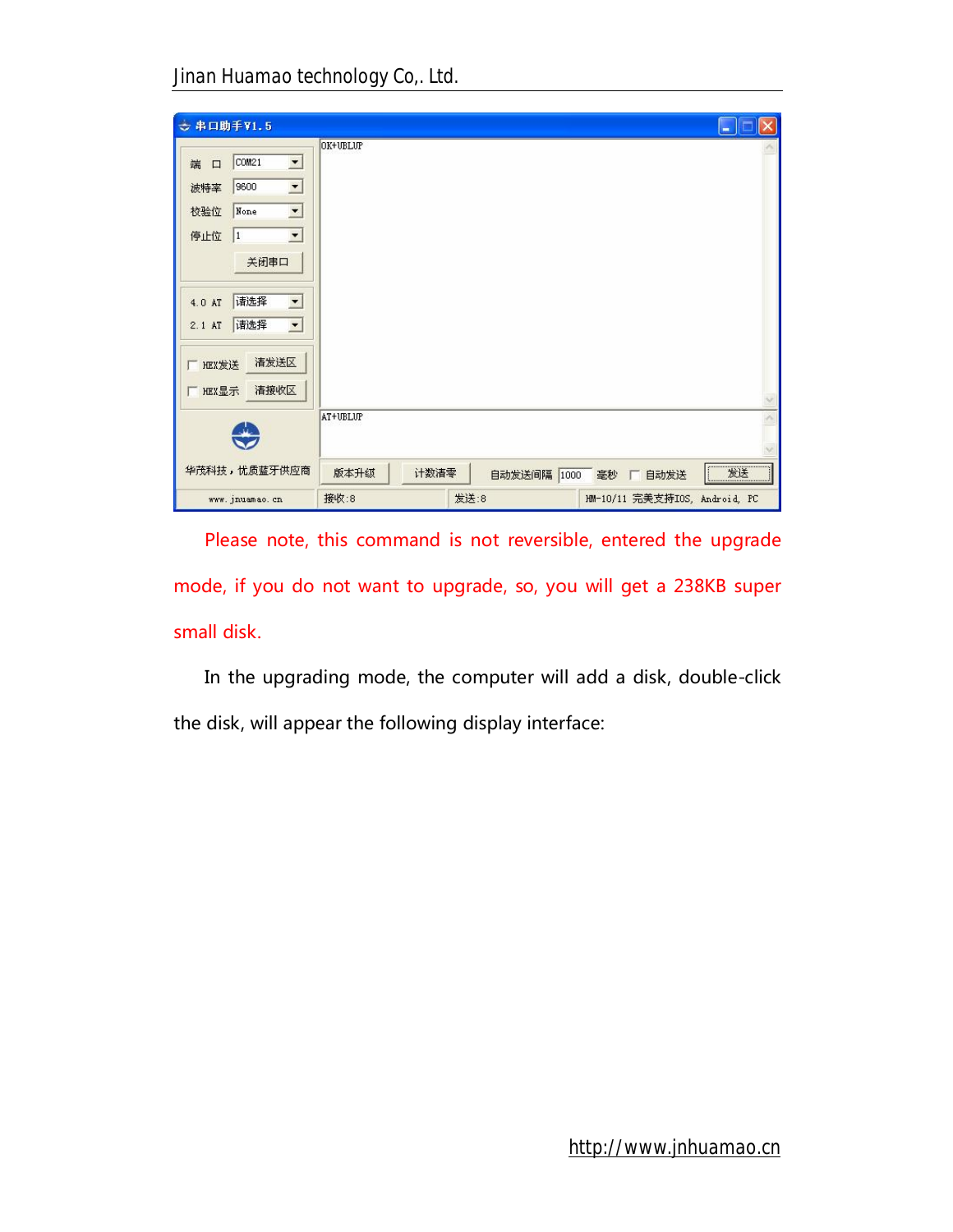Please note, this command is not reversible, entered the upgrade mode, if you do not want to upgrade, so, you will get a 238KB super small disk.

In the upgrading mode, the computer will add a disk, double-click the disk, will appear the following display interface: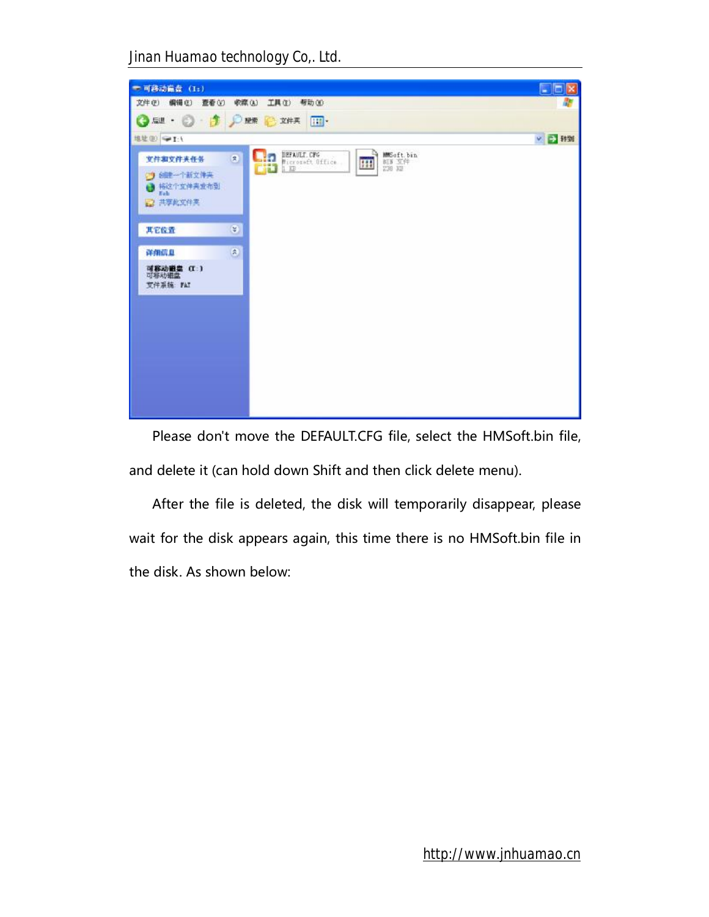Please don't move the DEFAULT.CFG file, select the HMSoft.bin file, and delete it (can hold down Shift and then click delete menu).

After the file is deleted, the disk will temporarily disappear, please wait for the disk appears again, this time there is no HMSoft.bin file in the disk. As shown below: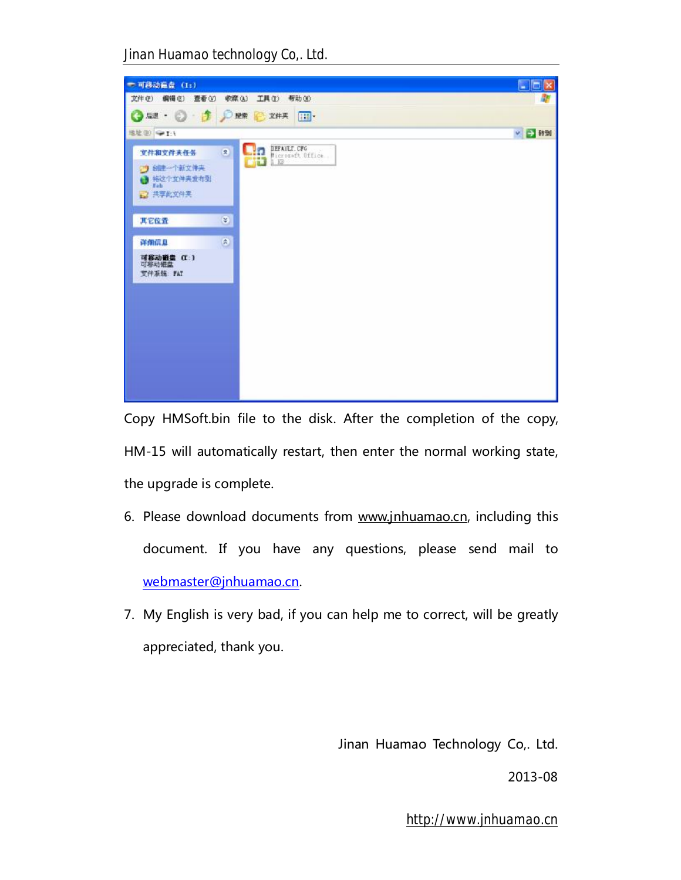Copy HMSoft.bin file to the disk. After the completion of the copy, HM-15 will automatically restart, then enter the normal working state, the upgrade is complete.

6. Please download documents from www.jnhuamao.cn, including this document. If you have any questions, please send mail to webmaster@jnhuamao.cn.
7. My English is very bad, if you can help me to correct, will be greatly appreciated, thank you.

Jinan Huamao Technology Co,. Ltd.

2013-08

http://www.jnhuamao.cn